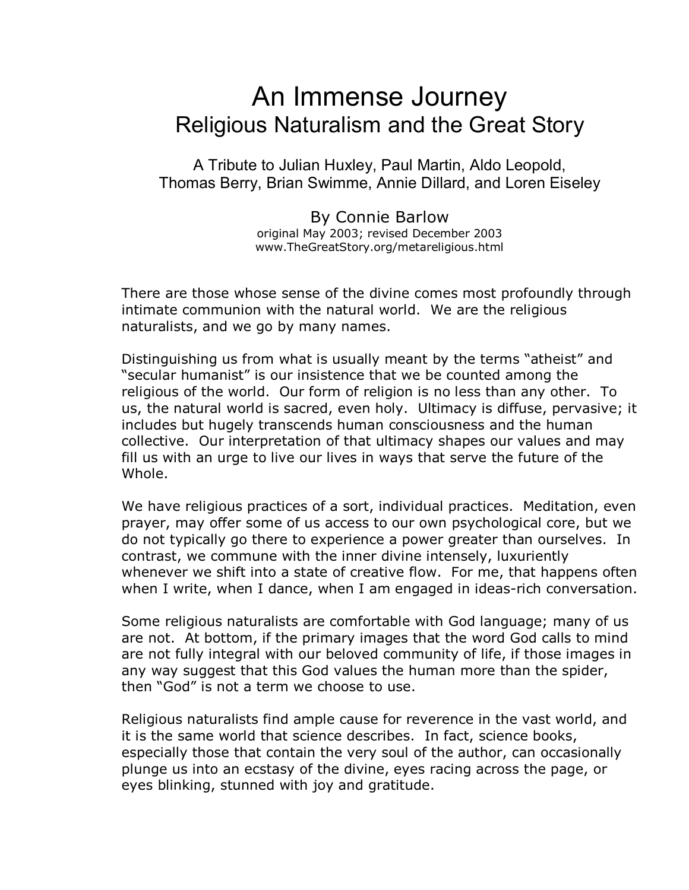# An Immense Journey
## Religious Naturalism and the Great Story

A Tribute to Julian Huxley, Paul Martin, Aldo Leopold, Thomas Berry, Brian Swimme, Annie Dillard, and Loren Eiseley

By Connie Barlow
original May 2003; revised December 2003
www.TheGreatStory.org/metareligious.html

There are those whose sense of the divine comes most profoundly through intimate communion with the natural world. We are the religious naturalists, and we go by many names.

Distinguishing us from what is usually meant by the terms “atheist” and “secular humanist” is our insistence that we be counted among the religious of the world. Our form of religion is no less than any other. To us, the natural world is sacred, even holy. Ultimacy is diffuse, pervasive; it includes but hugely transcends human consciousness and the human collective. Our interpretation of that ultimacy shapes our values and may fill us with an urge to live our lives in ways that serve the future of the Whole.

We have religious practices of a sort, individual practices. Meditation, even prayer, may offer some of us access to our own psychological core, but we do not typically go there to experience a power greater than ourselves. In contrast, we commune with the inner divine intensely, luxuriently whenever we shift into a state of creative flow. For me, that happens often when I write, when I dance, when I am engaged in ideas-rich conversation.

Some religious naturalists are comfortable with God language; many of us are not. At bottom, if the primary images that the word God calls to mind are not fully integral with our beloved community of life, if those images in any way suggest that this God values the human more than the spider, then “God” is not a term we choose to use.

Religious naturalists find ample cause for reverence in the vast world, and it is the same world that science describes. In fact, science books, especially those that contain the very soul of the author, can occasionally plunge us into an ecstasy of the divine, eyes racing across the page, or eyes blinking, stunned with joy and gratitude.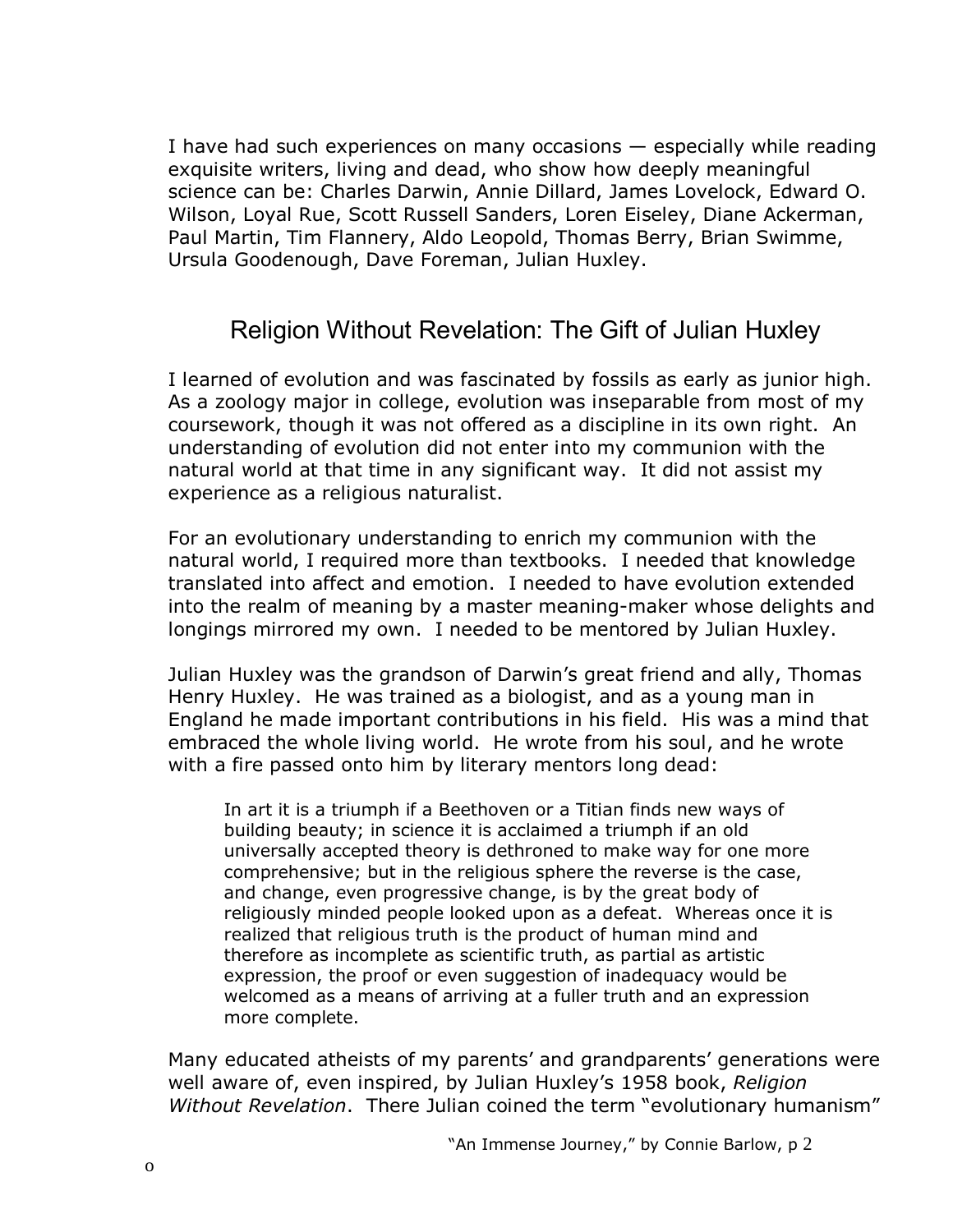I have had such experiences on many occasions — especially while reading exquisite writers, living and dead, who show how deeply meaningful science can be: Charles Darwin, Annie Dillard, James Lovelock, Edward O. Wilson, Loyal Rue, Scott Russell Sanders, Loren Eiseley, Diane Ackerman, Paul Martin, Tim Flannery, Aldo Leopold, Thomas Berry, Brian Swimme, Ursula Goodenough, Dave Foreman, Julian Huxley.

## Religion Without Revelation: The Gift of Julian Huxley

I learned of evolution and was fascinated by fossils as early as junior high. As a zoology major in college, evolution was inseparable from most of my coursework, though it was not offered as a discipline in its own right. An understanding of evolution did not enter into my communion with the natural world at that time in any significant way. It did not assist my experience as a religious naturalist.

For an evolutionary understanding to enrich my communion with the natural world, I required more than textbooks. I needed that knowledge translated into affect and emotion. I needed to have evolution extended into the realm of meaning by a master meaning-maker whose delights and longings mirrored my own. I needed to be mentored by Julian Huxley.

Julian Huxley was the grandson of Darwin's great friend and ally, Thomas Henry Huxley. He was trained as a biologist, and as a young man in England he made important contributions in his field. His was a mind that embraced the whole living world. He wrote from his soul, and he wrote with a fire passed onto him by literary mentors long dead:

> In art it is a triumph if a Beethoven or a Titian finds new ways of building beauty; in science it is acclaimed a triumph if an old universally accepted theory is dethroned to make way for one more comprehensive; but in the religious sphere the reverse is the case, and change, even progressive change, is by the great body of religiously minded people looked upon as a defeat. Whereas once it is realized that religious truth is the product of human mind and therefore as incomplete as scientific truth, as partial as artistic expression, the proof or even suggestion of inadequacy would be welcomed as a means of arriving at a fuller truth and an expression more complete.

Many educated atheists of my parents' and grandparents' generations were well aware of, even inspired, by Julian Huxley's 1958 book, *Religion Without Revelation*. There Julian coined the term "evolutionary humanism"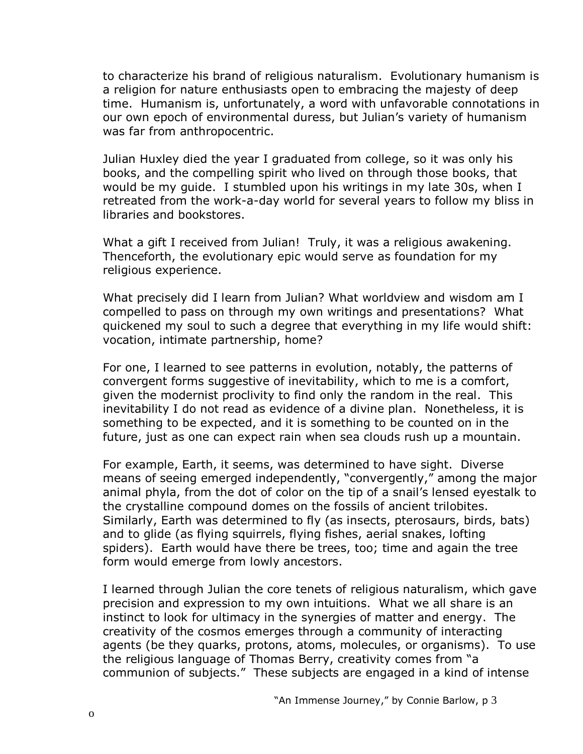to characterize his brand of religious naturalism. Evolutionary humanism is a religion for nature enthusiasts open to embracing the majesty of deep time. Humanism is, unfortunately, a word with unfavorable connotations in our own epoch of environmental duress, but Julian's variety of humanism was far from anthropocentric.

Julian Huxley died the year I graduated from college, so it was only his books, and the compelling spirit who lived on through those books, that would be my guide. I stumbled upon his writings in my late 30s, when I retreated from the work-a-day world for several years to follow my bliss in libraries and bookstores.

What a gift I received from Julian! Truly, it was a religious awakening. Thenceforth, the evolutionary epic would serve as foundation for my religious experience.

What precisely did I learn from Julian? What worldview and wisdom am I compelled to pass on through my own writings and presentations? What quickened my soul to such a degree that everything in my life would shift: vocation, intimate partnership, home?

For one, I learned to see patterns in evolution, notably, the patterns of convergent forms suggestive of inevitability, which to me is a comfort, given the modernist proclivity to find only the random in the real. This inevitability I do not read as evidence of a divine plan. Nonetheless, it is something to be expected, and it is something to be counted on in the future, just as one can expect rain when sea clouds rush up a mountain.

For example, Earth, it seems, was determined to have sight. Diverse means of seeing emerged independently, "convergently," among the major animal phyla, from the dot of color on the tip of a snail's lensed eyestalk to the crystalline compound domes on the fossils of ancient trilobites. Similarly, Earth was determined to fly (as insects, pterosaurs, birds, bats) and to glide (as flying squirrels, flying fishes, aerial snakes, lofting spiders). Earth would have there be trees, too; time and again the tree form would emerge from lowly ancestors.

I learned through Julian the core tenets of religious naturalism, which gave precision and expression to my own intuitions. What we all share is an instinct to look for ultimacy in the synergies of matter and energy. The creativity of the cosmos emerges through a community of interacting agents (be they quarks, protons, atoms, molecules, or organisms). To use the religious language of Thomas Berry, creativity comes from "a communion of subjects." These subjects are engaged in a kind of intense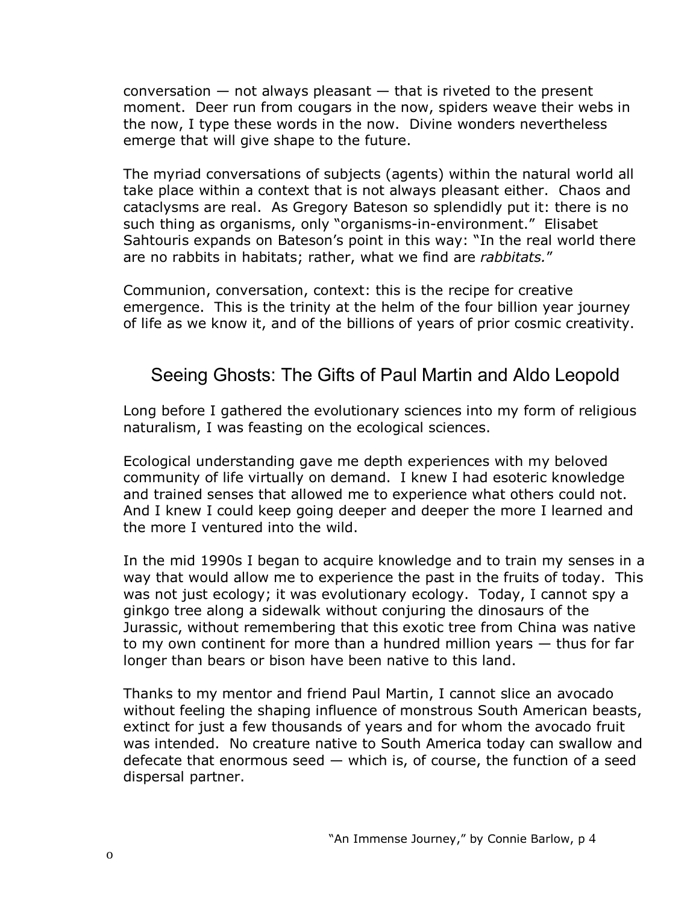conversation — not always pleasant — that is riveted to the present moment. Deer run from cougars in the now, spiders weave their webs in the now, I type these words in the now. Divine wonders nevertheless emerge that will give shape to the future.

The myriad conversations of subjects (agents) within the natural world all take place within a context that is not always pleasant either. Chaos and cataclysms are real. As Gregory Bateson so splendidly put it: there is no such thing as organisms, only "organisms-in-environment." Elisabet Sahtouris expands on Bateson's point in this way: "In the real world there are no rabbits in habitats; rather, what we find are *rabbitats.*"

Communion, conversation, context: this is the recipe for creative emergence. This is the trinity at the helm of the four billion year journey of life as we know it, and of the billions of years of prior cosmic creativity.

## Seeing Ghosts: The Gifts of Paul Martin and Aldo Leopold

Long before I gathered the evolutionary sciences into my form of religious naturalism, I was feasting on the ecological sciences.

Ecological understanding gave me depth experiences with my beloved community of life virtually on demand. I knew I had esoteric knowledge and trained senses that allowed me to experience what others could not. And I knew I could keep going deeper and deeper the more I learned and the more I ventured into the wild.

In the mid 1990s I began to acquire knowledge and to train my senses in a way that would allow me to experience the past in the fruits of today. This was not just ecology; it was evolutionary ecology. Today, I cannot spy a ginkgo tree along a sidewalk without conjuring the dinosaurs of the Jurassic, without remembering that this exotic tree from China was native to my own continent for more than a hundred million years — thus for far longer than bears or bison have been native to this land.

Thanks to my mentor and friend Paul Martin, I cannot slice an avocado without feeling the shaping influence of monstrous South American beasts, extinct for just a few thousands of years and for whom the avocado fruit was intended. No creature native to South America today can swallow and defecate that enormous seed — which is, of course, the function of a seed dispersal partner.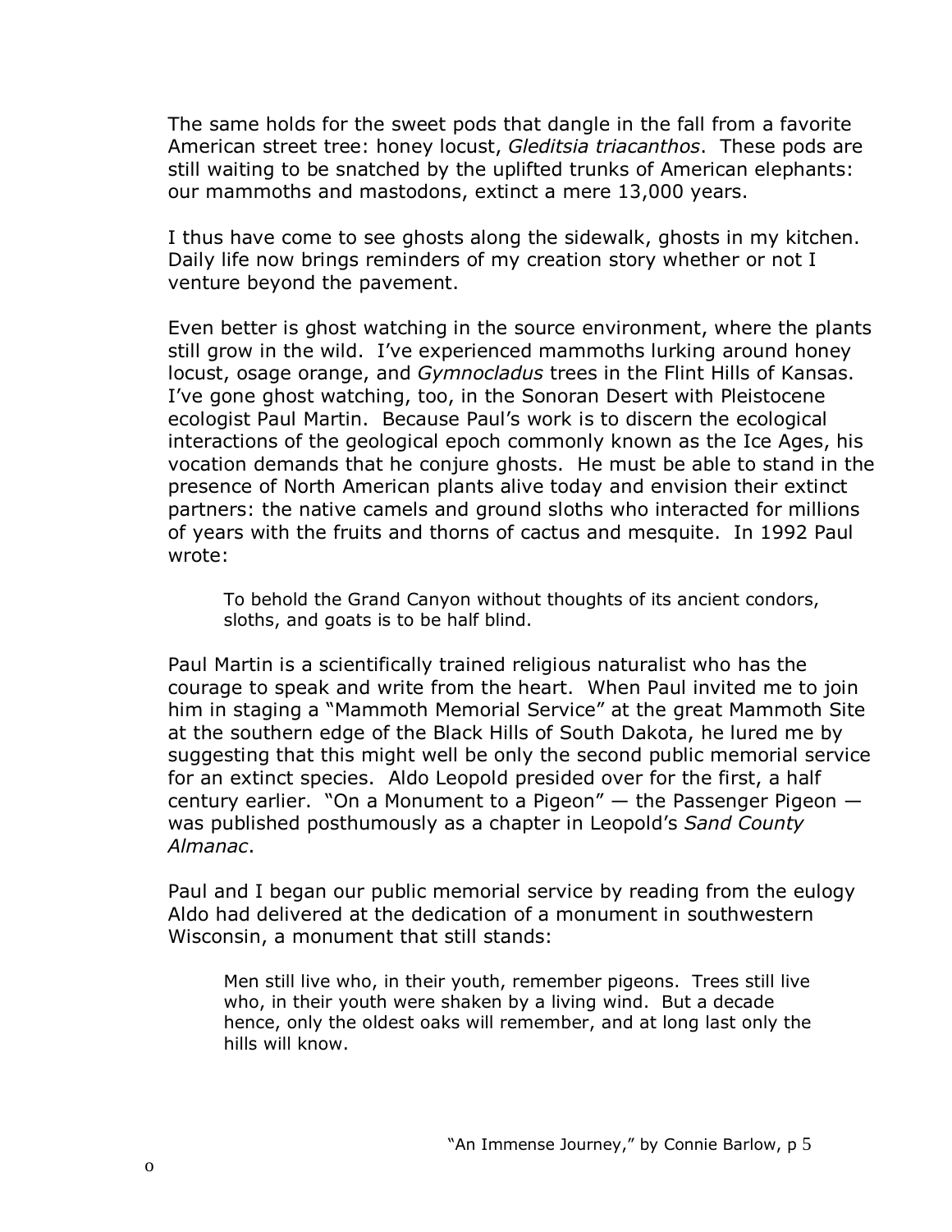The same holds for the sweet pods that dangle in the fall from a favorite American street tree: honey locust, *Gleditsia triacanthos*. These pods are still waiting to be snatched by the uplifted trunks of American elephants: our mammoths and mastodons, extinct a mere 13,000 years.

I thus have come to see ghosts along the sidewalk, ghosts in my kitchen. Daily life now brings reminders of my creation story whether or not I venture beyond the pavement.

Even better is ghost watching in the source environment, where the plants still grow in the wild. I've experienced mammoths lurking around honey locust, osage orange, and *Gymnocladus* trees in the Flint Hills of Kansas. I've gone ghost watching, too, in the Sonoran Desert with Pleistocene ecologist Paul Martin. Because Paul's work is to discern the ecological interactions of the geological epoch commonly known as the Ice Ages, his vocation demands that he conjure ghosts. He must be able to stand in the presence of North American plants alive today and envision their extinct partners: the native camels and ground sloths who interacted for millions of years with the fruits and thorns of cactus and mesquite. In 1992 Paul wrote:

> To behold the Grand Canyon without thoughts of its ancient condors, sloths, and goats is to be half blind.

Paul Martin is a scientifically trained religious naturalist who has the courage to speak and write from the heart. When Paul invited me to join him in staging a "Mammoth Memorial Service" at the great Mammoth Site at the southern edge of the Black Hills of South Dakota, he lured me by suggesting that this might well be only the second public memorial service for an extinct species. Aldo Leopold presided over for the first, a half century earlier. "On a Monument to a Pigeon" — the Passenger Pigeon — was published posthumously as a chapter in Leopold's *Sand County Almanac*.

Paul and I began our public memorial service by reading from the eulogy Aldo had delivered at the dedication of a monument in southwestern Wisconsin, a monument that still stands:

> Men still live who, in their youth, remember pigeons. Trees still live who, in their youth were shaken by a living wind. But a decade hence, only the oldest oaks will remember, and at long last only the hills will know.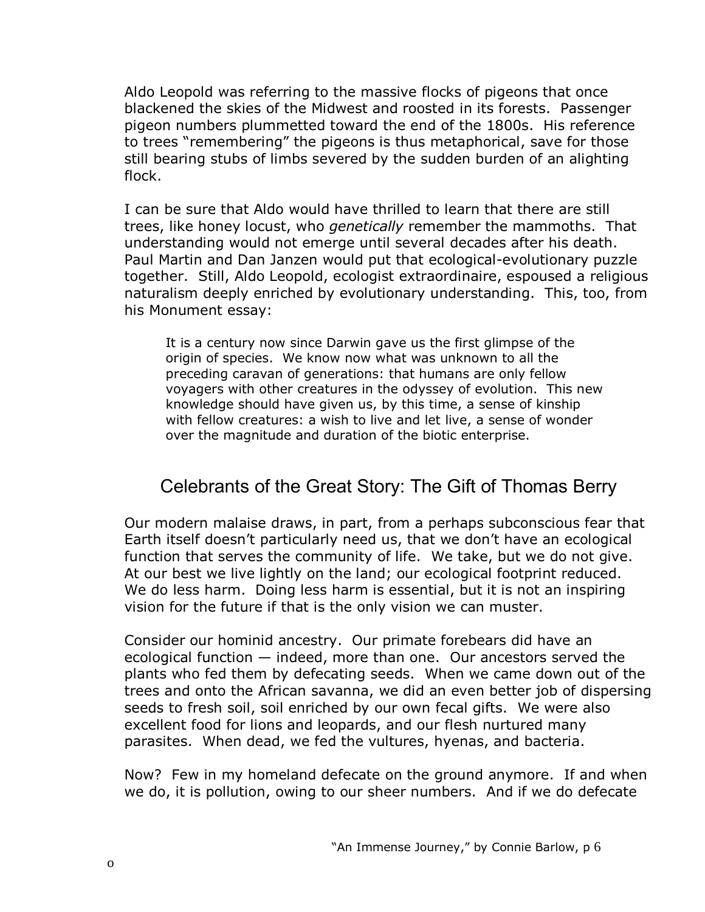Aldo Leopold was referring to the massive flocks of pigeons that once blackened the skies of the Midwest and roosted in its forests. Passenger pigeon numbers plummetted toward the end of the 1800s. His reference to trees "remembering" the pigeons is thus metaphorical, save for those still bearing stubs of limbs severed by the sudden burden of an alighting flock.

I can be sure that Aldo would have thrilled to learn that there are still trees, like honey locust, who *genetically* remember the mammoths. That understanding would not emerge until several decades after his death. Paul Martin and Dan Janzen would put that ecological-evolutionary puzzle together. Still, Aldo Leopold, ecologist extraordinaire, espoused a religious naturalism deeply enriched by evolutionary understanding. This, too, from his Monument essay:

> It is a century now since Darwin gave us the first glimpse of the origin of species. We know now what was unknown to all the preceding caravan of generations: that humans are only fellow voyagers with other creatures in the odyssey of evolution. This new knowledge should have given us, by this time, a sense of kinship with fellow creatures: a wish to live and let live, a sense of wonder over the magnitude and duration of the biotic enterprise.

## Celebrants of the Great Story: The Gift of Thomas Berry

Our modern malaise draws, in part, from a perhaps subconscious fear that Earth itself doesn't particularly need us, that we don't have an ecological function that serves the community of life. We take, but we do not give. At our best we live lightly on the land; our ecological footprint reduced. We do less harm. Doing less harm is essential, but it is not an inspiring vision for the future if that is the only vision we can muster.

Consider our hominid ancestry. Our primate forebears did have an ecological function — indeed, more than one. Our ancestors served the plants who fed them by defecating seeds. When we came down out of the trees and onto the African savanna, we did an even better job of dispersing seeds to fresh soil, soil enriched by our own fecal gifts. We were also excellent food for lions and leopards, and our flesh nurtured many parasites. When dead, we fed the vultures, hyenas, and bacteria.

Now? Few in my homeland defecate on the ground anymore. If and when we do, it is pollution, owing to our sheer numbers. And if we do defecate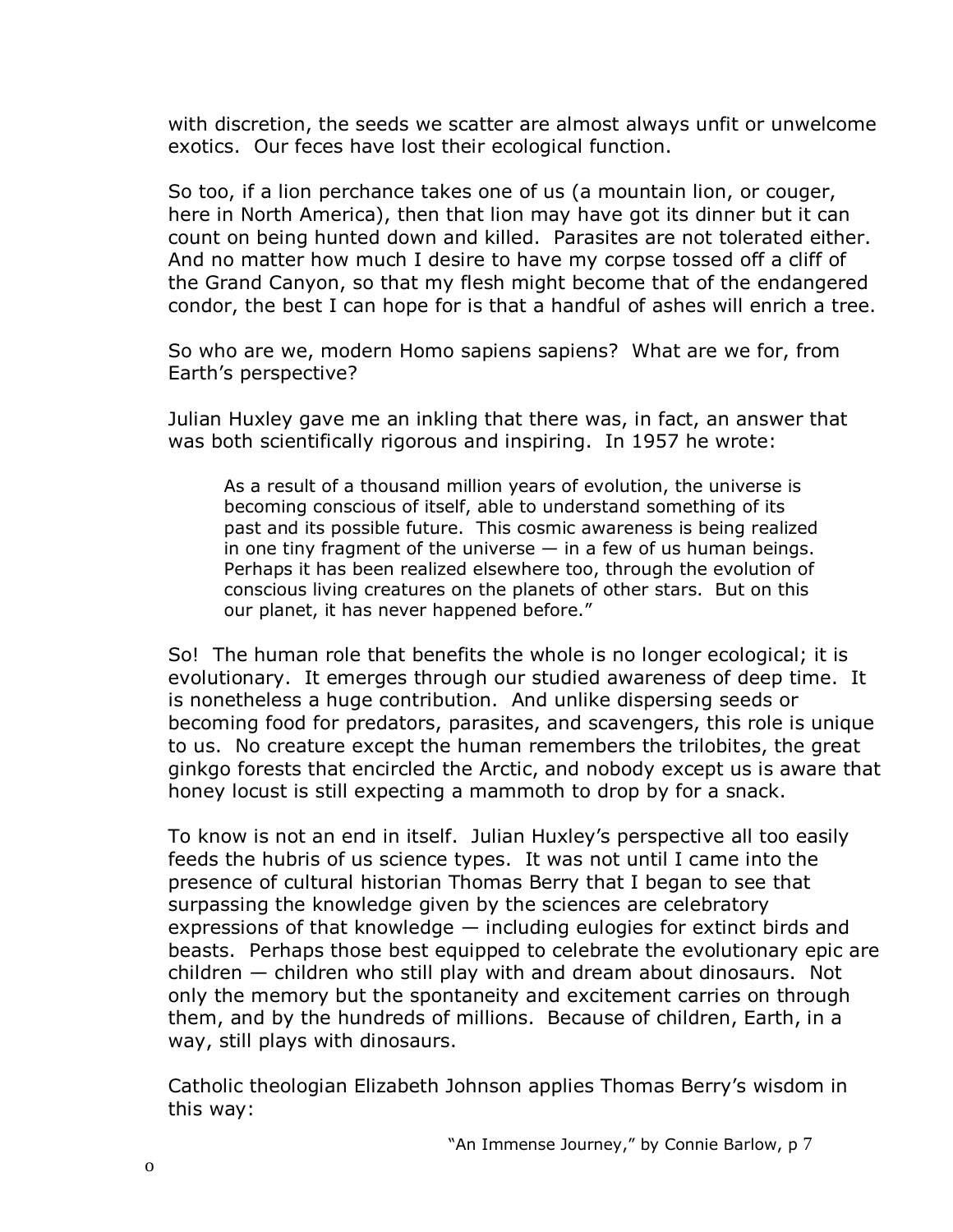with discretion, the seeds we scatter are almost always unfit or unwelcome exotics. Our feces have lost their ecological function.

So too, if a lion perchance takes one of us (a mountain lion, or couger, here in North America), then that lion may have got its dinner but it can count on being hunted down and killed. Parasites are not tolerated either. And no matter how much I desire to have my corpse tossed off a cliff of the Grand Canyon, so that my flesh might become that of the endangered condor, the best I can hope for is that a handful of ashes will enrich a tree.

So who are we, modern Homo sapiens sapiens? What are we for, from Earth's perspective?

Julian Huxley gave me an inkling that there was, in fact, an answer that was both scientifically rigorous and inspiring. In 1957 he wrote:

> As a result of a thousand million years of evolution, the universe is becoming conscious of itself, able to understand something of its past and its possible future. This cosmic awareness is being realized in one tiny fragment of the universe — in a few of us human beings. Perhaps it has been realized elsewhere too, through the evolution of conscious living creatures on the planets of other stars. But on this our planet, it has never happened before."

So! The human role that benefits the whole is no longer ecological; it is evolutionary. It emerges through our studied awareness of deep time. It is nonetheless a huge contribution. And unlike dispersing seeds or becoming food for predators, parasites, and scavengers, this role is unique to us. No creature except the human remembers the trilobites, the great ginkgo forests that encircled the Arctic, and nobody except us is aware that honey locust is still expecting a mammoth to drop by for a snack.

To know is not an end in itself. Julian Huxley's perspective all too easily feeds the hubris of us science types. It was not until I came into the presence of cultural historian Thomas Berry that I began to see that surpassing the knowledge given by the sciences are celebratory expressions of that knowledge — including eulogies for extinct birds and beasts. Perhaps those best equipped to celebrate the evolutionary epic are children — children who still play with and dream about dinosaurs. Not only the memory but the spontaneity and excitement carries on through them, and by the hundreds of millions. Because of children, Earth, in a way, still plays with dinosaurs.

Catholic theologian Elizabeth Johnson applies Thomas Berry's wisdom in this way: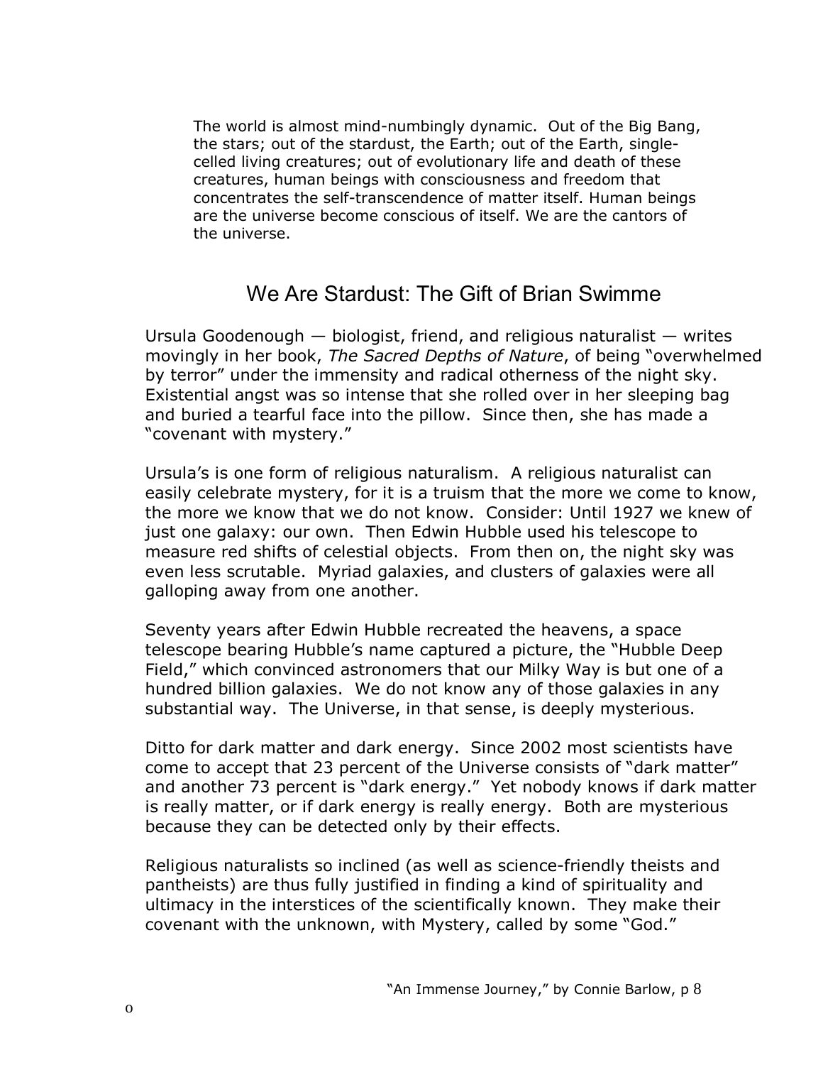> The world is almost mind-numbingly dynamic. Out of the Big Bang, the stars; out of the stardust, the Earth; out of the Earth, single-celled living creatures; out of evolutionary life and death of these creatures, human beings with consciousness and freedom that concentrates the self-transcendence of matter itself. Human beings are the universe become conscious of itself. We are the cantors of the universe.

## We Are Stardust: The Gift of Brian Swimme

Ursula Goodenough — biologist, friend, and religious naturalist — writes movingly in her book, *The Sacred Depths of Nature*, of being "overwhelmed by terror" under the immensity and radical otherness of the night sky. Existential angst was so intense that she rolled over in her sleeping bag and buried a tearful face into the pillow. Since then, she has made a "covenant with mystery."

Ursula's is one form of religious naturalism. A religious naturalist can easily celebrate mystery, for it is a truism that the more we come to know, the more we know that we do not know. Consider: Until 1927 we knew of just one galaxy: our own. Then Edwin Hubble used his telescope to measure red shifts of celestial objects. From then on, the night sky was even less scrutable. Myriad galaxies, and clusters of galaxies were all galloping away from one another.

Seventy years after Edwin Hubble recreated the heavens, a space telescope bearing Hubble's name captured a picture, the "Hubble Deep Field," which convinced astronomers that our Milky Way is but one of a hundred billion galaxies. We do not know any of those galaxies in any substantial way. The Universe, in that sense, is deeply mysterious.

Ditto for dark matter and dark energy. Since 2002 most scientists have come to accept that 23 percent of the Universe consists of "dark matter" and another 73 percent is "dark energy." Yet nobody knows if dark matter is really matter, or if dark energy is really energy. Both are mysterious because they can be detected only by their effects.

Religious naturalists so inclined (as well as science-friendly theists and pantheists) are thus fully justified in finding a kind of spirituality and ultimacy in the interstices of the scientifically known. They make their covenant with the unknown, with Mystery, called by some "God."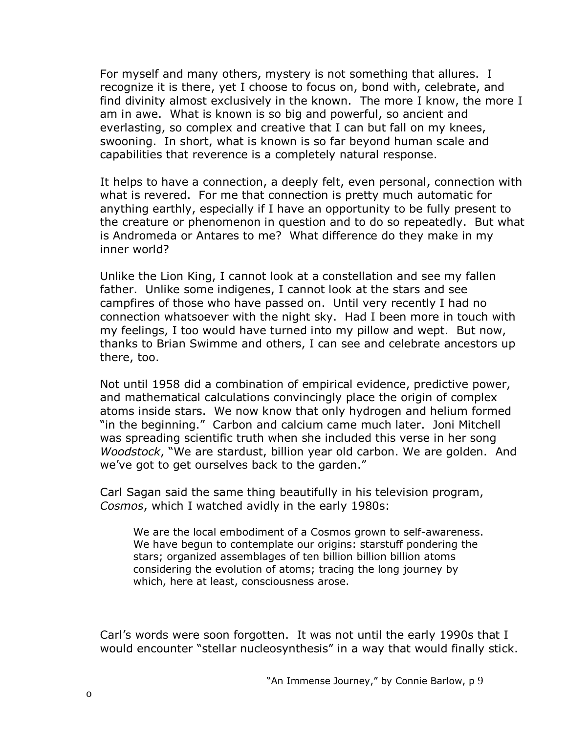For myself and many others, mystery is not something that allures. I recognize it is there, yet I choose to focus on, bond with, celebrate, and find divinity almost exclusively in the known. The more I know, the more I am in awe. What is known is so big and powerful, so ancient and everlasting, so complex and creative that I can but fall on my knees, swooning. In short, what is known is so far beyond human scale and capabilities that reverence is a completely natural response.

It helps to have a connection, a deeply felt, even personal, connection with what is revered. For me that connection is pretty much automatic for anything earthly, especially if I have an opportunity to be fully present to the creature or phenomenon in question and to do so repeatedly. But what is Andromeda or Antares to me? What difference do they make in my inner world?

Unlike the Lion King, I cannot look at a constellation and see my fallen father. Unlike some indigenes, I cannot look at the stars and see campfires of those who have passed on. Until very recently I had no connection whatsoever with the night sky. Had I been more in touch with my feelings, I too would have turned into my pillow and wept. But now, thanks to Brian Swimme and others, I can see and celebrate ancestors up there, too.

Not until 1958 did a combination of empirical evidence, predictive power, and mathematical calculations convincingly place the origin of complex atoms inside stars. We now know that only hydrogen and helium formed "in the beginning." Carbon and calcium came much later. Joni Mitchell was spreading scientific truth when she included this verse in her song *Woodstock*, "We are stardust, billion year old carbon. We are golden. And we've got to get ourselves back to the garden."

Carl Sagan said the same thing beautifully in his television program, *Cosmos*, which I watched avidly in the early 1980s:

> We are the local embodiment of a Cosmos grown to self-awareness. We have begun to contemplate our origins: starstuff pondering the stars; organized assemblages of ten billion billion billion atoms considering the evolution of atoms; tracing the long journey by which, here at least, consciousness arose.

Carl's words were soon forgotten. It was not until the early 1990s that I would encounter "stellar nucleosynthesis" in a way that would finally stick.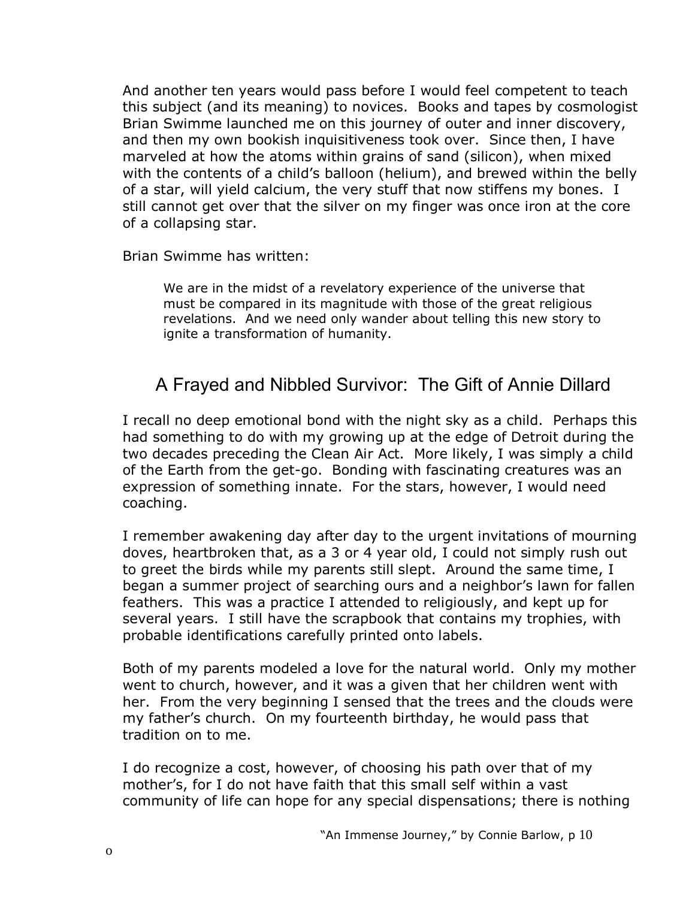And another ten years would pass before I would feel competent to teach this subject (and its meaning) to novices. Books and tapes by cosmologist Brian Swimme launched me on this journey of outer and inner discovery, and then my own bookish inquisitiveness took over. Since then, I have marveled at how the atoms within grains of sand (silicon), when mixed with the contents of a child's balloon (helium), and brewed within the belly of a star, will yield calcium, the very stuff that now stiffens my bones. I still cannot get over that the silver on my finger was once iron at the core of a collapsing star.

Brian Swimme has written:

> We are in the midst of a revelatory experience of the universe that must be compared in its magnitude with those of the great religious revelations. And we need only wander about telling this new story to ignite a transformation of humanity.

## A Frayed and Nibbled Survivor: The Gift of Annie Dillard

I recall no deep emotional bond with the night sky as a child. Perhaps this had something to do with my growing up at the edge of Detroit during the two decades preceding the Clean Air Act. More likely, I was simply a child of the Earth from the get-go. Bonding with fascinating creatures was an expression of something innate. For the stars, however, I would need coaching.

I remember awakening day after day to the urgent invitations of mourning doves, heartbroken that, as a 3 or 4 year old, I could not simply rush out to greet the birds while my parents still slept. Around the same time, I began a summer project of searching ours and a neighbor's lawn for fallen feathers. This was a practice I attended to religiously, and kept up for several years. I still have the scrapbook that contains my trophies, with probable identifications carefully printed onto labels.

Both of my parents modeled a love for the natural world. Only my mother went to church, however, and it was a given that her children went with her. From the very beginning I sensed that the trees and the clouds were my father's church. On my fourteenth birthday, he would pass that tradition on to me.

I do recognize a cost, however, of choosing his path over that of my mother's, for I do not have faith that this small self within a vast community of life can hope for any special dispensations; there is nothing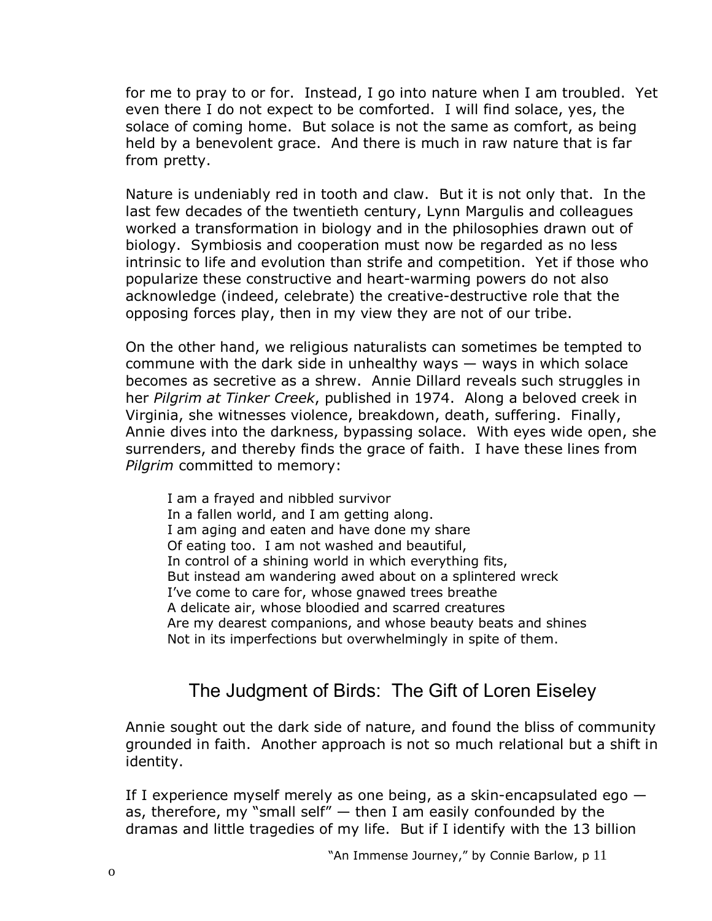for me to pray to or for. Instead, I go into nature when I am troubled. Yet even there I do not expect to be comforted. I will find solace, yes, the solace of coming home. But solace is not the same as comfort, as being held by a benevolent grace. And there is much in raw nature that is far from pretty.

Nature is undeniably red in tooth and claw. But it is not only that. In the last few decades of the twentieth century, Lynn Margulis and colleagues worked a transformation in biology and in the philosophies drawn out of biology. Symbiosis and cooperation must now be regarded as no less intrinsic to life and evolution than strife and competition. Yet if those who popularize these constructive and heart-warming powers do not also acknowledge (indeed, celebrate) the creative-destructive role that the opposing forces play, then in my view they are not of our tribe.

On the other hand, we religious naturalists can sometimes be tempted to commune with the dark side in unhealthy ways — ways in which solace becomes as secretive as a shrew. Annie Dillard reveals such struggles in her *Pilgrim at Tinker Creek*, published in 1974. Along a beloved creek in Virginia, she witnesses violence, breakdown, death, suffering. Finally, Annie dives into the darkness, bypassing solace. With eyes wide open, she surrenders, and thereby finds the grace of faith. I have these lines from *Pilgrim* committed to memory:

> I am a frayed and nibbled survivor
> In a fallen world, and I am getting along.
> I am aging and eaten and have done my share
> Of eating too. I am not washed and beautiful,
> In control of a shining world in which everything fits,
> But instead am wandering awed about on a splintered wreck
> I've come to care for, whose gnawed trees breathe
> A delicate air, whose bloodied and scarred creatures
> Are my dearest companions, and whose beauty beats and shines
> Not in its imperfections but overwhelmingly in spite of them.

## The Judgment of Birds: The Gift of Loren Eiseley

Annie sought out the dark side of nature, and found the bliss of community grounded in faith. Another approach is not so much relational but a shift in identity.

If I experience myself merely as one being, as a skin-encapsulated ego — as, therefore, my "small self" — then I am easily confounded by the dramas and little tragedies of my life. But if I identify with the 13 billion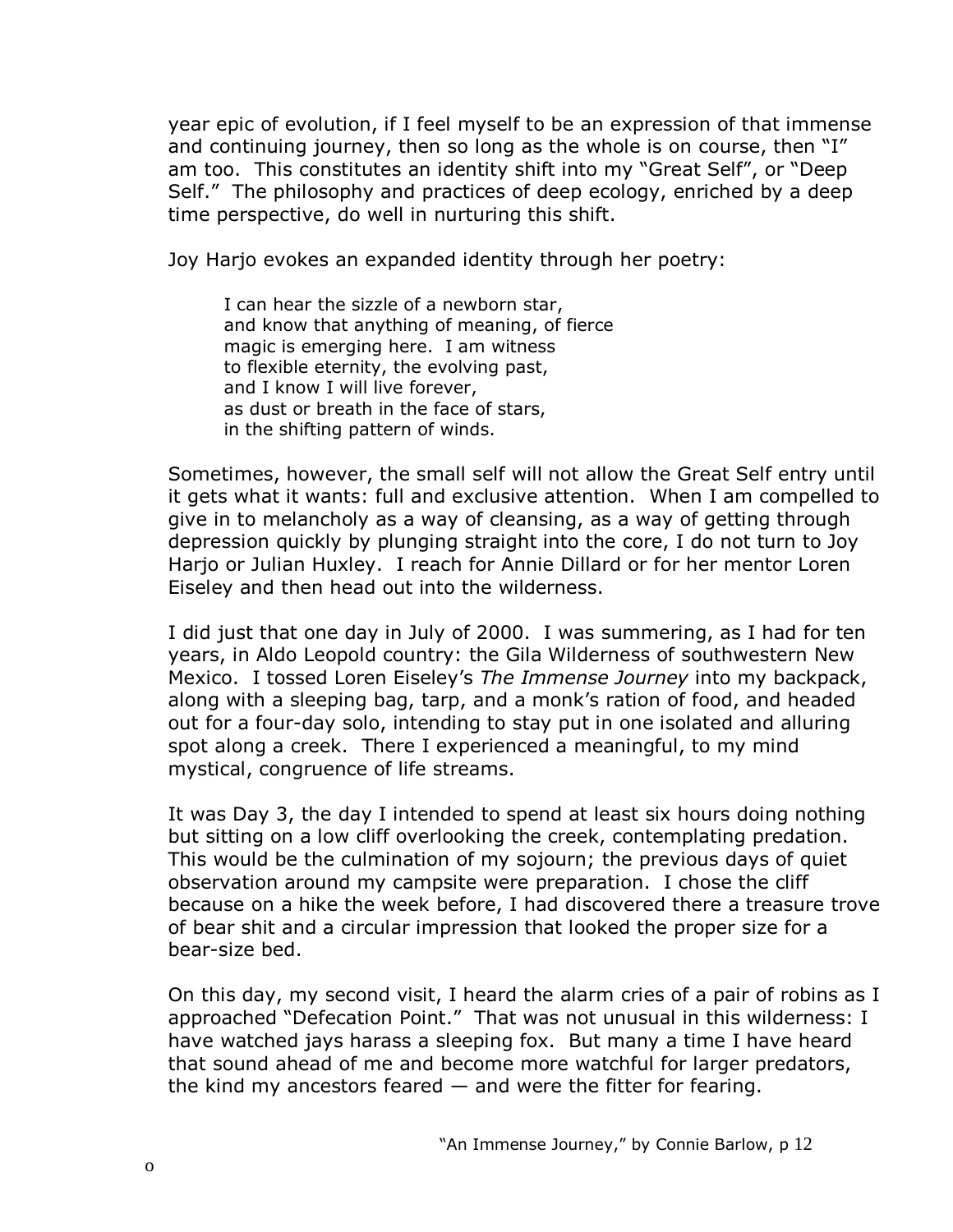year epic of evolution, if I feel myself to be an expression of that immense and continuing journey, then so long as the whole is on course, then "I" am too. This constitutes an identity shift into my "Great Self", or "Deep Self." The philosophy and practices of deep ecology, enriched by a deep time perspective, do well in nurturing this shift.

Joy Harjo evokes an expanded identity through her poetry:

> I can hear the sizzle of a newborn star,
> and know that anything of meaning, of fierce
> magic is emerging here. I am witness
> to flexible eternity, the evolving past,
> and I know I will live forever,
> as dust or breath in the face of stars,
> in the shifting pattern of winds.

Sometimes, however, the small self will not allow the Great Self entry until it gets what it wants: full and exclusive attention. When I am compelled to give in to melancholy as a way of cleansing, as a way of getting through depression quickly by plunging straight into the core, I do not turn to Joy Harjo or Julian Huxley. I reach for Annie Dillard or for her mentor Loren Eiseley and then head out into the wilderness.

I did just that one day in July of 2000. I was summering, as I had for ten years, in Aldo Leopold country: the Gila Wilderness of southwestern New Mexico. I tossed Loren Eiseley's *The Immense Journey* into my backpack, along with a sleeping bag, tarp, and a monk's ration of food, and headed out for a four-day solo, intending to stay put in one isolated and alluring spot along a creek. There I experienced a meaningful, to my mind mystical, congruence of life streams.

It was Day 3, the day I intended to spend at least six hours doing nothing but sitting on a low cliff overlooking the creek, contemplating predation. This would be the culmination of my sojourn; the previous days of quiet observation around my campsite were preparation. I chose the cliff because on a hike the week before, I had discovered there a treasure trove of bear shit and a circular impression that looked the proper size for a bear-size bed.

On this day, my second visit, I heard the alarm cries of a pair of robins as I approached "Defecation Point." That was not unusual in this wilderness: I have watched jays harass a sleeping fox. But many a time I have heard that sound ahead of me and become more watchful for larger predators, the kind my ancestors feared — and were the fitter for fearing.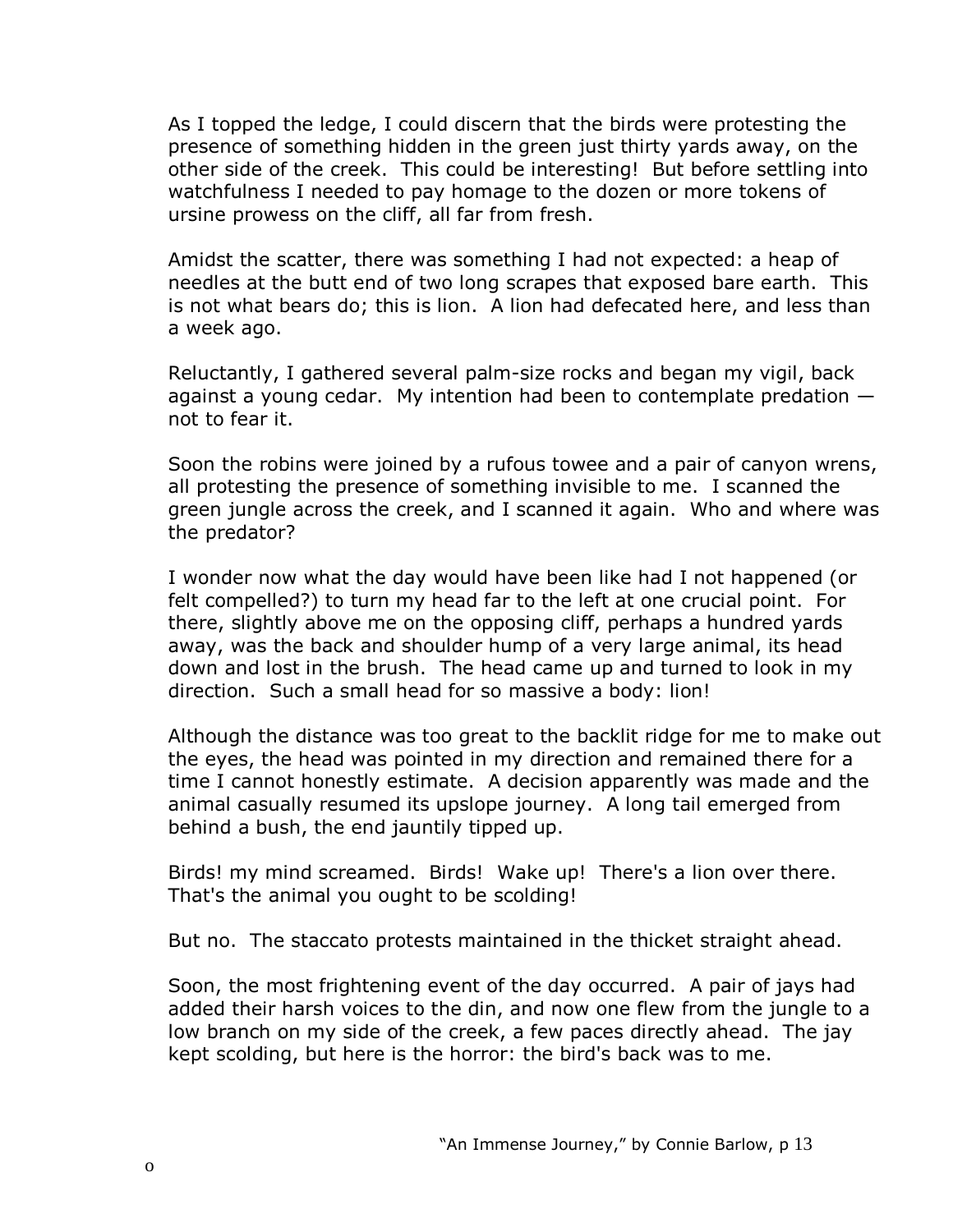As I topped the ledge, I could discern that the birds were protesting the presence of something hidden in the green just thirty yards away, on the other side of the creek. This could be interesting! But before settling into watchfulness I needed to pay homage to the dozen or more tokens of ursine prowess on the cliff, all far from fresh.

Amidst the scatter, there was something I had not expected: a heap of needles at the butt end of two long scrapes that exposed bare earth. This is not what bears do; this is lion. A lion had defecated here, and less than a week ago.

Reluctantly, I gathered several palm-size rocks and began my vigil, back against a young cedar. My intention had been to contemplate predation — not to fear it.

Soon the robins were joined by a rufous towee and a pair of canyon wrens, all protesting the presence of something invisible to me. I scanned the green jungle across the creek, and I scanned it again. Who and where was the predator?

I wonder now what the day would have been like had I not happened (or felt compelled?) to turn my head far to the left at one crucial point. For there, slightly above me on the opposing cliff, perhaps a hundred yards away, was the back and shoulder hump of a very large animal, its head down and lost in the brush. The head came up and turned to look in my direction. Such a small head for so massive a body: lion!

Although the distance was too great to the backlit ridge for me to make out the eyes, the head was pointed in my direction and remained there for a time I cannot honestly estimate. A decision apparently was made and the animal casually resumed its upslope journey. A long tail emerged from behind a bush, the end jauntily tipped up.

Birds! my mind screamed. Birds! Wake up! There's a lion over there. That's the animal you ought to be scolding!

But no. The staccato protests maintained in the thicket straight ahead.

Soon, the most frightening event of the day occurred. A pair of jays had added their harsh voices to the din, and now one flew from the jungle to a low branch on my side of the creek, a few paces directly ahead. The jay kept scolding, but here is the horror: the bird's back was to me.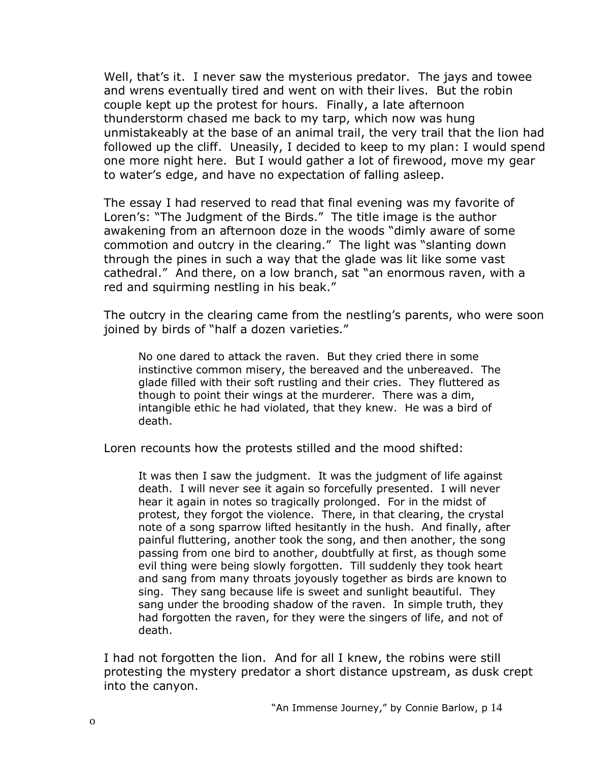Well, that's it. I never saw the mysterious predator. The jays and towee and wrens eventually tired and went on with their lives. But the robin couple kept up the protest for hours. Finally, a late afternoon thunderstorm chased me back to my tarp, which now was hung unmistakeably at the base of an animal trail, the very trail that the lion had followed up the cliff. Uneasily, I decided to keep to my plan: I would spend one more night here. But I would gather a lot of firewood, move my gear to water's edge, and have no expectation of falling asleep.

The essay I had reserved to read that final evening was my favorite of Loren's: "The Judgment of the Birds." The title image is the author awakening from an afternoon doze in the woods "dimly aware of some commotion and outcry in the clearing." The light was "slanting down through the pines in such a way that the glade was lit like some vast cathedral." And there, on a low branch, sat "an enormous raven, with a red and squirming nestling in his beak."

The outcry in the clearing came from the nestling's parents, who were soon joined by birds of "half a dozen varieties."

> No one dared to attack the raven. But they cried there in some instinctive common misery, the bereaved and the unbereaved. The glade filled with their soft rustling and their cries. They fluttered as though to point their wings at the murderer. There was a dim, intangible ethic he had violated, that they knew. He was a bird of death.

Loren recounts how the protests stilled and the mood shifted:

> It was then I saw the judgment. It was the judgment of life against death. I will never see it again so forcefully presented. I will never hear it again in notes so tragically prolonged. For in the midst of protest, they forgot the violence. There, in that clearing, the crystal note of a song sparrow lifted hesitantly in the hush. And finally, after painful fluttering, another took the song, and then another, the song passing from one bird to another, doubtfully at first, as though some evil thing were being slowly forgotten. Till suddenly they took heart and sang from many throats joyously together as birds are known to sing. They sang because life is sweet and sunlight beautiful. They sang under the brooding shadow of the raven. In simple truth, they had forgotten the raven, for they were the singers of life, and not of death.

I had not forgotten the lion. And for all I knew, the robins were still protesting the mystery predator a short distance upstream, as dusk crept into the canyon.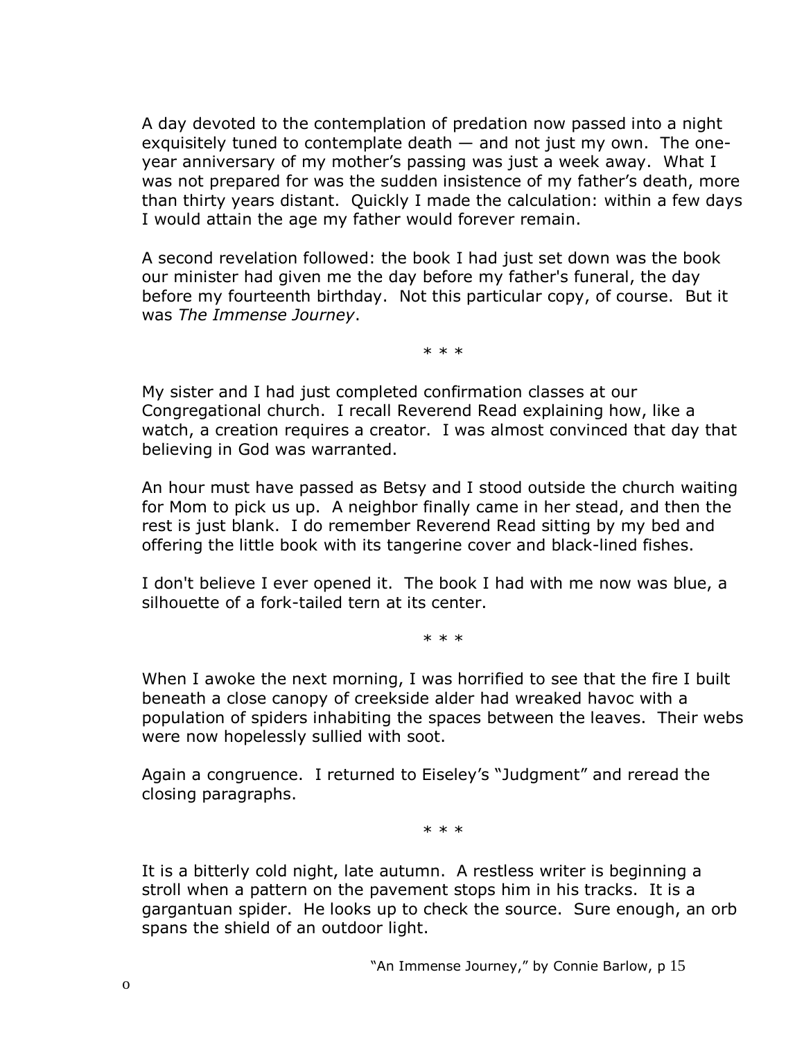A day devoted to the contemplation of predation now passed into a night exquisitely tuned to contemplate death — and not just my own. The one-year anniversary of my mother's passing was just a week away. What I was not prepared for was the sudden insistence of my father's death, more than thirty years distant. Quickly I made the calculation: within a few days I would attain the age my father would forever remain.

A second revelation followed: the book I had just set down was the book our minister had given me the day before my father's funeral, the day before my fourteenth birthday. Not this particular copy, of course. But it was *The Immense Journey*.

* * *

My sister and I had just completed confirmation classes at our Congregational church. I recall Reverend Read explaining how, like a watch, a creation requires a creator. I was almost convinced that day that believing in God was warranted.

An hour must have passed as Betsy and I stood outside the church waiting for Mom to pick us up. A neighbor finally came in her stead, and then the rest is just blank. I do remember Reverend Read sitting by my bed and offering the little book with its tangerine cover and black-lined fishes.

I don't believe I ever opened it. The book I had with me now was blue, a silhouette of a fork-tailed tern at its center.

* * *

When I awoke the next morning, I was horrified to see that the fire I built beneath a close canopy of creekside alder had wreaked havoc with a population of spiders inhabiting the spaces between the leaves. Their webs were now hopelessly sullied with soot.

Again a congruence. I returned to Eiseley's "Judgment" and reread the closing paragraphs.

* * *

It is a bitterly cold night, late autumn. A restless writer is beginning a stroll when a pattern on the pavement stops him in his tracks. It is a gargantuan spider. He looks up to check the source. Sure enough, an orb spans the shield of an outdoor light.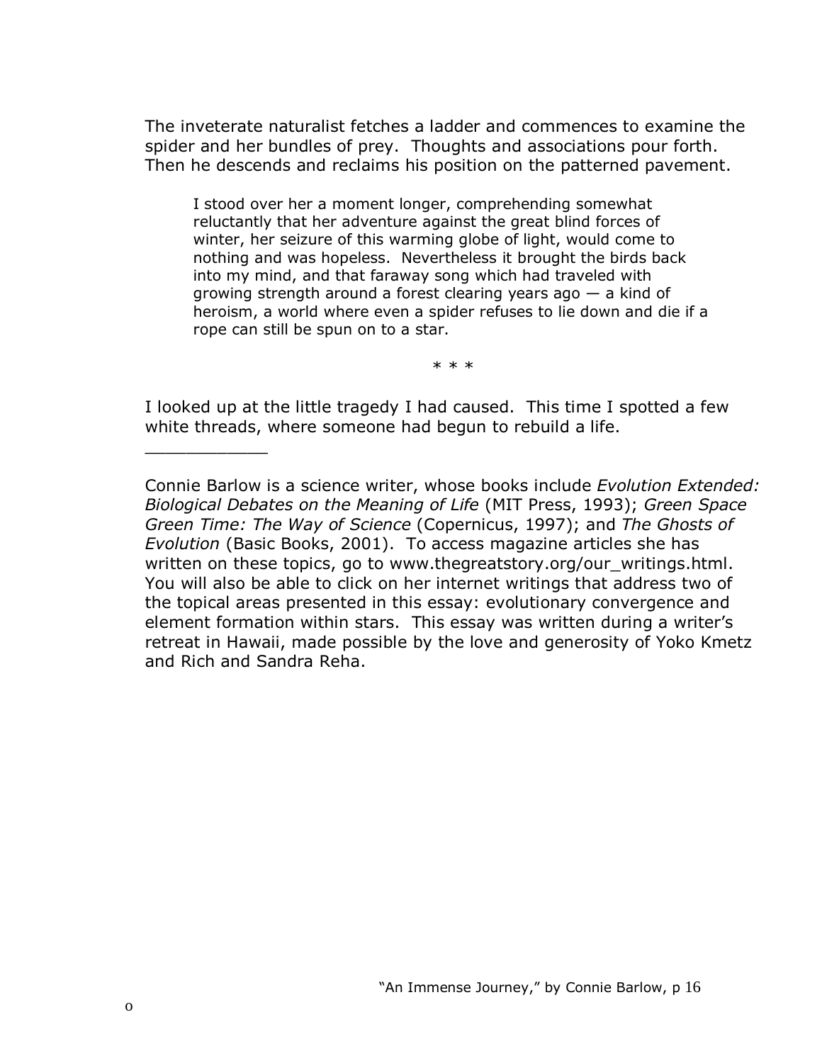The inveterate naturalist fetches a ladder and commences to examine the spider and her bundles of prey. Thoughts and associations pour forth. Then he descends and reclaims his position on the patterned pavement.

> I stood over her a moment longer, comprehending somewhat reluctantly that her adventure against the great blind forces of winter, her seizure of this warming globe of light, would come to nothing and was hopeless. Nevertheless it brought the birds back into my mind, and that faraway song which had traveled with growing strength around a forest clearing years ago — a kind of heroism, a world where even a spider refuses to lie down and die if a rope can still be spun on to a star.

\* \* \*

I looked up at the little tragedy I had caused. This time I spotted a few white threads, where someone had begun to rebuild a life.

___________

Connie Barlow is a science writer, whose books include *Evolution Extended: Biological Debates on the Meaning of Life* (MIT Press, 1993); *Green Space Green Time: The Way of Science* (Copernicus, 1997); and *The Ghosts of Evolution* (Basic Books, 2001). To access magazine articles she has written on these topics, go to www.thegreatstory.org/our_writings.html. You will also be able to click on her internet writings that address two of the topical areas presented in this essay: evolutionary convergence and element formation within stars. This essay was written during a writer's retreat in Hawaii, made possible by the love and generosity of Yoko Kmetz and Rich and Sandra Reha.